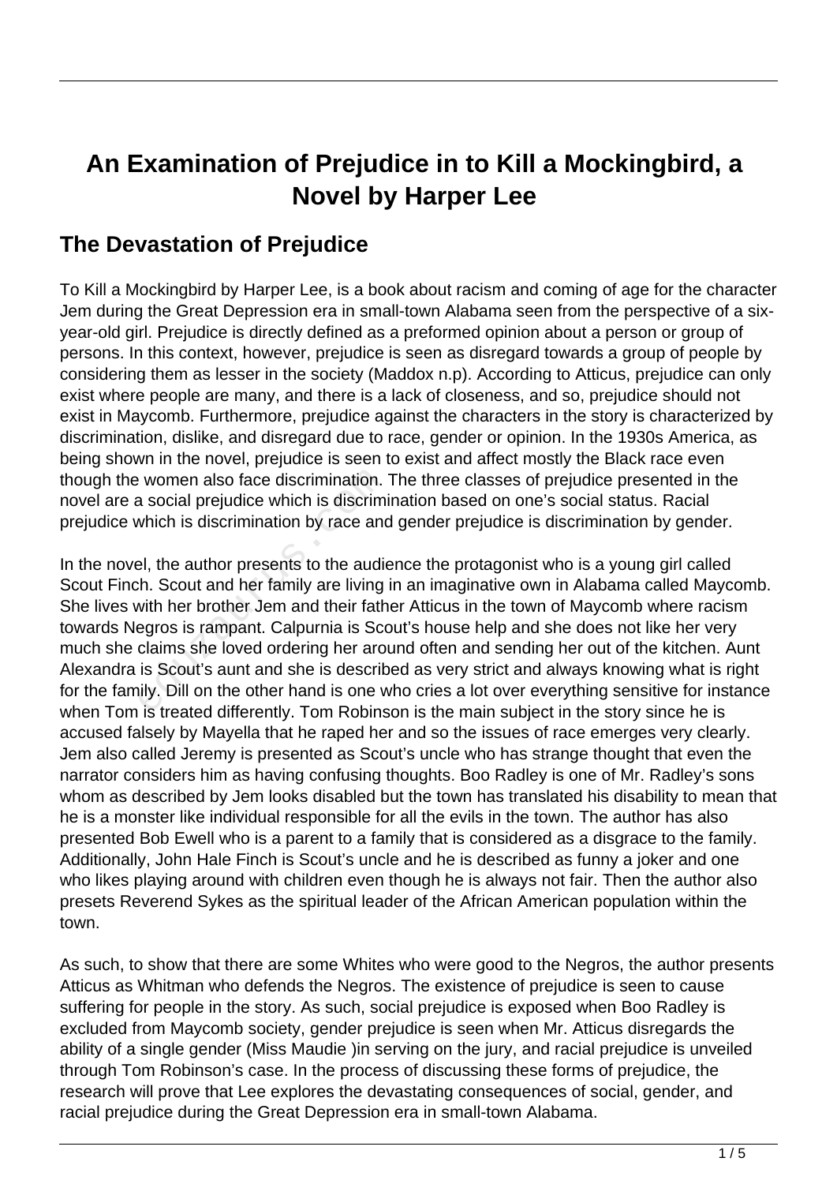# An Examination of Prejudice in to Kill a Mockingbird, a Novel by Harper Lee

## The Devastation of Prejudice

To Kill a Mockingbird by Harper Lee, is a book about racism and coming of age for the character Jem during the Great Depression era in small-town Alabama seen from the perspective of a six-year-old girl. Prejudice is directly defined as a preformed opinion about a person or group of persons. In this context, however, prejudice is seen as disregard towards a group of people by considering them as lesser in the society (Maddox n.p). According to Atticus, prejudice can only exist where people are many, and there is a lack of closeness, and so, prejudice should not exist in Maycomb. Furthermore, prejudice against the characters in the story is characterized by discrimination, dislike, and disregard due to race, gender or opinion. In the 1930s America, as being shown in the novel, prejudice is seen to exist and affect mostly the Black race even though the women also face discrimination. The three classes of prejudice presented in the novel are a social prejudice which is discrimination based on one's social status. Racial prejudice which is discrimination by race and gender prejudice is discrimination by gender.

In the novel, the author presents to the audience the protagonist who is a young girl called Scout Finch. Scout and her family are living in an imaginative own in Alabama called Maycomb. She lives with her brother Jem and their father Atticus in the town of Maycomb where racism towards Negros is rampant. Calpurnia is Scout's house help and she does not like her very much she claims she loved ordering her around often and sending her out of the kitchen. Aunt Alexandra is Scout's aunt and she is described as very strict and always knowing what is right for the family. Dill on the other hand is one who cries a lot over everything sensitive for instance when Tom is treated differently. Tom Robinson is the main subject in the story since he is accused falsely by Mayella that he raped her and so the issues of race emerges very clearly. Jem also called Jeremy is presented as Scout's uncle who has strange thought that even the narrator considers him as having confusing thoughts. Boo Radley is one of Mr. Radley's sons whom as described by Jem looks disabled but the town has translated his disability to mean that he is a monster like individual responsible for all the evils in the town. The author has also presented Bob Ewell who is a parent to a family that is considered as a disgrace to the family. Additionally, John Hale Finch is Scout's uncle and he is described as funny a joker and one who likes playing around with children even though he is always not fair. Then the author also presets Reverend Sykes as the spiritual leader of the African American population within the town.

As such, to show that there are some Whites who were good to the Negros, the author presents Atticus as Whitman who defends the Negros. The existence of prejudice is seen to cause suffering for people in the story. As such, social prejudice is exposed when Boo Radley is excluded from Maycomb society, gender prejudice is seen when Mr. Atticus disregards the ability of a single gender (Miss Maudie )in serving on the jury, and racial prejudice is unveiled through Tom Robinson's case. In the process of discussing these forms of prejudice, the research will prove that Lee explores the devastating consequences of social, gender, and racial prejudice during the Great Depression era in small-town Alabama.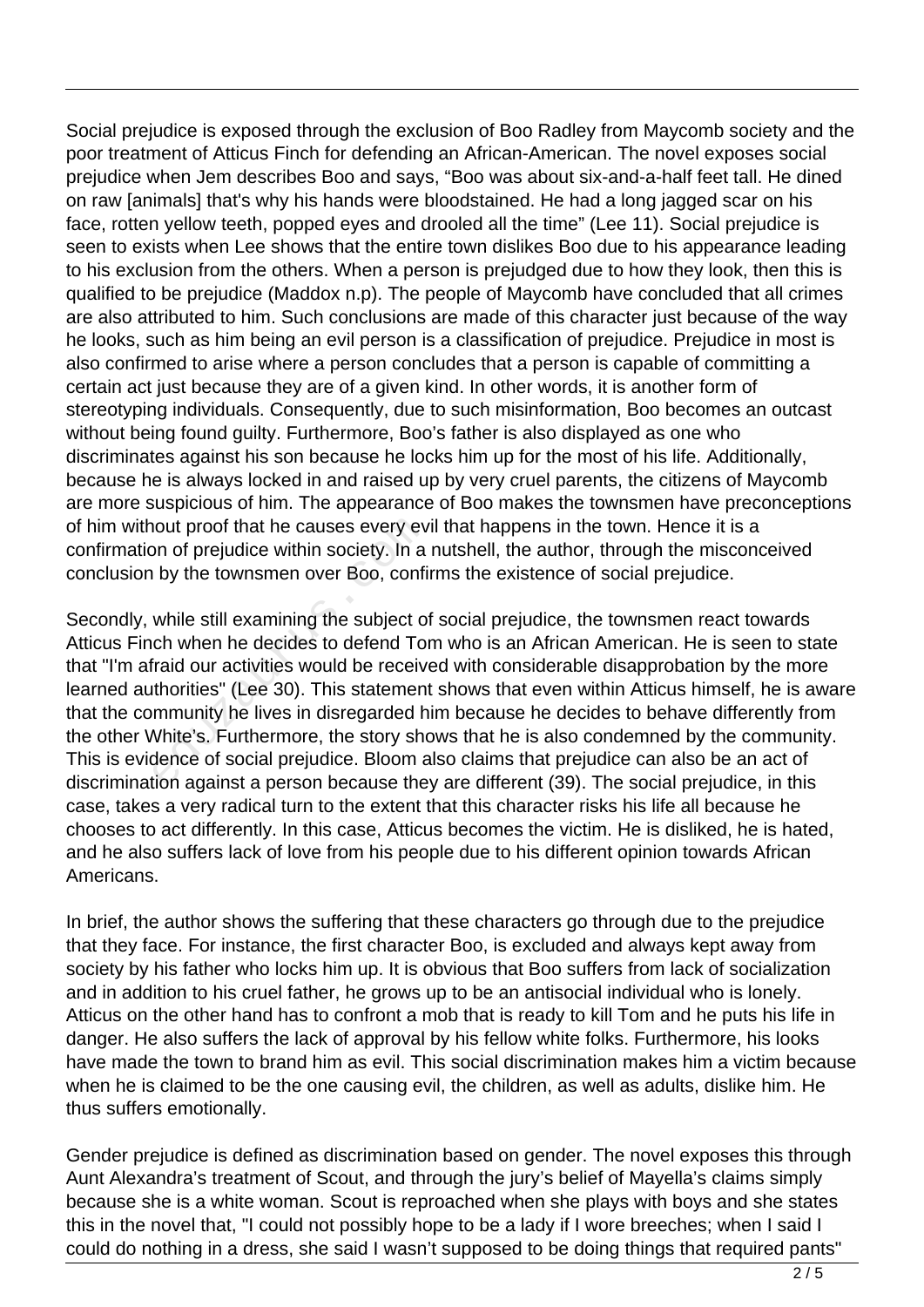Social prejudice is exposed through the exclusion of Boo Radley from Maycomb society and the poor treatment of Atticus Finch for defending an African-American. The novel exposes social prejudice when Jem describes Boo and says, "Boo was about six-and-a-half feet tall. He dined on raw [animals] that's why his hands were bloodstained. He had a long jagged scar on his face, rotten yellow teeth, popped eyes and drooled all the time" (Lee 11). Social prejudice is seen to exists when Lee shows that the entire town dislikes Boo due to his appearance leading to his exclusion from the others. When a person is prejudged due to how they look, then this is qualified to be prejudice (Maddox n.p). The people of Maycomb have concluded that all crimes are also attributed to him. Such conclusions are made of this character just because of the way he looks, such as him being an evil person is a classification of prejudice. Prejudice in most is also confirmed to arise where a person concludes that a person is capable of committing a certain act just because they are of a given kind. In other words, it is another form of stereotyping individuals. Consequently, due to such misinformation, Boo becomes an outcast without being found guilty. Furthermore, Boo's father is also displayed as one who discriminates against his son because he locks him up for the most of his life. Additionally, because he is always locked in and raised up by very cruel parents, the citizens of Maycomb are more suspicious of him. The appearance of Boo makes the townsmen have preconceptions of him without proof that he causes every evil that happens in the town. Hence it is a confirmation of prejudice within society. In a nutshell, the author, through the misconceived conclusion by the townsmen over Boo, confirms the existence of social prejudice.

Secondly, while still examining the subject of social prejudice, the townsmen react towards Atticus Finch when he decides to defend Tom who is an African American. He is seen to state that "I'm afraid our activities would be received with considerable disapprobation by the more learned authorities" (Lee 30). This statement shows that even within Atticus himself, he is aware that the community he lives in disregarded him because he decides to behave differently from the other White's. Furthermore, the story shows that he is also condemned by the community. This is evidence of social prejudice. Bloom also claims that prejudice can also be an act of discrimination against a person because they are different (39). The social prejudice, in this case, takes a very radical turn to the extent that this character risks his life all because he chooses to act differently. In this case, Atticus becomes the victim. He is disliked, he is hated, and he also suffers lack of love from his people due to his different opinion towards African Americans.

In brief, the author shows the suffering that these characters go through due to the prejudice that they face. For instance, the first character Boo, is excluded and always kept away from society by his father who locks him up. It is obvious that Boo suffers from lack of socialization and in addition to his cruel father, he grows up to be an antisocial individual who is lonely. Atticus on the other hand has to confront a mob that is ready to kill Tom and he puts his life in danger. He also suffers the lack of approval by his fellow white folks. Furthermore, his looks have made the town to brand him as evil. This social discrimination makes him a victim because when he is claimed to be the one causing evil, the children, as well as adults, dislike him. He thus suffers emotionally.

Gender prejudice is defined as discrimination based on gender. The novel exposes this through Aunt Alexandra's treatment of Scout, and through the jury's belief of Mayella's claims simply because she is a white woman. Scout is reproached when she plays with boys and she states this in the novel that, "I could not possibly hope to be a lady if I wore breeches; when I said I could do nothing in a dress, she said I wasn't supposed to be doing things that required pants"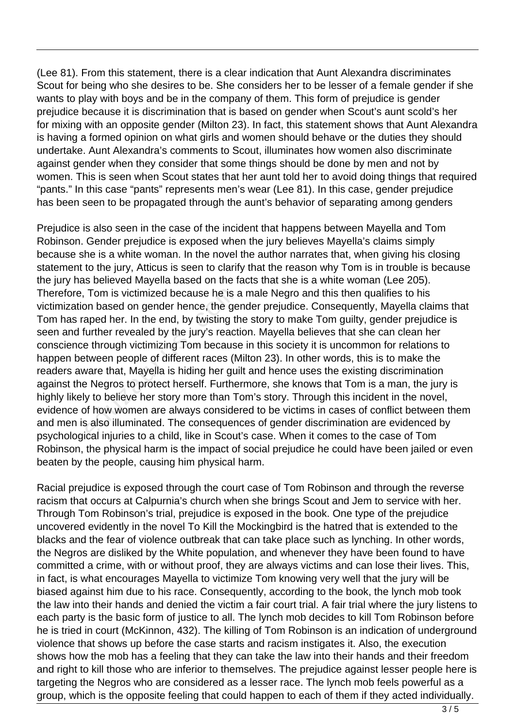(Lee 81). From this statement, there is a clear indication that Aunt Alexandra discriminates Scout for being who she desires to be. She considers her to be lesser of a female gender if she wants to play with boys and be in the company of them. This form of prejudice is gender prejudice because it is discrimination that is based on gender when Scout's aunt scold's her for mixing with an opposite gender (Milton 23). In fact, this statement shows that Aunt Alexandra is having a formed opinion on what girls and women should behave or the duties they should undertake. Aunt Alexandra's comments to Scout, illuminates how women also discriminate against gender when they consider that some things should be done by men and not by women. This is seen when Scout states that her aunt told her to avoid doing things that required "pants." In this case "pants" represents men's wear (Lee 81). In this case, gender prejudice has been seen to be propagated through the aunt's behavior of separating among genders

Prejudice is also seen in the case of the incident that happens between Mayella and Tom Robinson. Gender prejudice is exposed when the jury believes Mayella's claims simply because she is a white woman. In the novel the author narrates that, when giving his closing statement to the jury, Atticus is seen to clarify that the reason why Tom is in trouble is because the jury has believed Mayella based on the facts that she is a white woman (Lee 205). Therefore, Tom is victimized because he is a male Negro and this then qualifies to his victimization based on gender hence, the gender prejudice. Consequently, Mayella claims that Tom has raped her. In the end, by twisting the story to make Tom guilty, gender prejudice is seen and further revealed by the jury's reaction. Mayella believes that she can clean her conscience through victimizing Tom because in this society it is uncommon for relations to happen between people of different races (Milton 23). In other words, this is to make the readers aware that, Mayella is hiding her guilt and hence uses the existing discrimination against the Negros to protect herself. Furthermore, she knows that Tom is a man, the jury is highly likely to believe her story more than Tom's story. Through this incident in the novel, evidence of how women are always considered to be victims in cases of conflict between them and men is also illuminated. The consequences of gender discrimination are evidenced by psychological injuries to a child, like in Scout's case. When it comes to the case of Tom Robinson, the physical harm is the impact of social prejudice he could have been jailed or even beaten by the people, causing him physical harm.

Racial prejudice is exposed through the court case of Tom Robinson and through the reverse racism that occurs at Calpurnia's church when she brings Scout and Jem to service with her. Through Tom Robinson's trial, prejudice is exposed in the book. One type of the prejudice uncovered evidently in the novel To Kill the Mockingbird is the hatred that is extended to the blacks and the fear of violence outbreak that can take place such as lynching. In other words, the Negros are disliked by the White population, and whenever they have been found to have committed a crime, with or without proof, they are always victims and can lose their lives. This, in fact, is what encourages Mayella to victimize Tom knowing very well that the jury will be biased against him due to his race. Consequently, according to the book, the lynch mob took the law into their hands and denied the victim a fair court trial. A fair trial where the jury listens to each party is the basic form of justice to all. The lynch mob decides to kill Tom Robinson before he is tried in court (McKinnon, 432). The killing of Tom Robinson is an indication of underground violence that shows up before the case starts and racism instigates it. Also, the execution shows how the mob has a feeling that they can take the law into their hands and their freedom and right to kill those who are inferior to themselves. The prejudice against lesser people here is targeting the Negros who are considered as a lesser race. The lynch mob feels powerful as a group, which is the opposite feeling that could happen to each of them if they acted individually.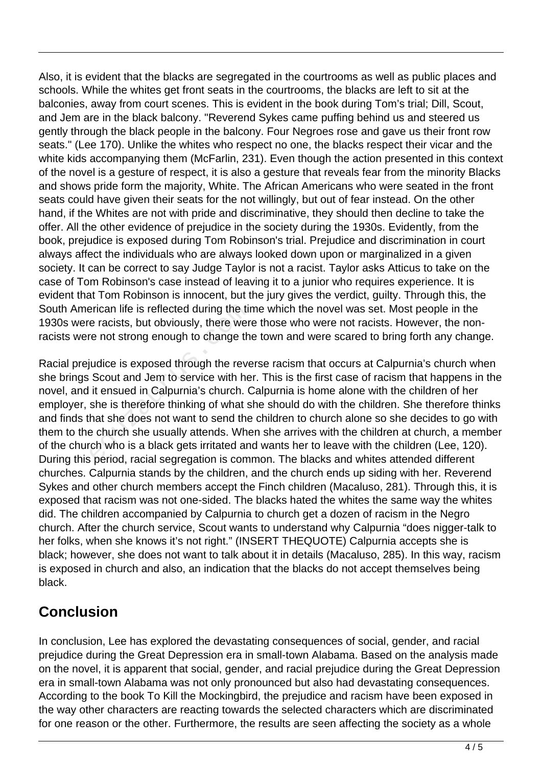Also, it is evident that the blacks are segregated in the courtrooms as well as public places and schools. While the whites get front seats in the courtrooms, the blacks are left to sit at the balconies, away from court scenes. This is evident in the book during Tom's trial; Dill, Scout, and Jem are in the black balcony. "Reverend Sykes came puffing behind us and steered us gently through the black people in the balcony. Four Negroes rose and gave us their front row seats." (Lee 170). Unlike the whites who respect no one, the blacks respect their vicar and the white kids accompanying them (McFarlin, 231). Even though the action presented in this context of the novel is a gesture of respect, it is also a gesture that reveals fear from the minority Blacks and shows pride form the majority, White. The African Americans who were seated in the front seats could have given their seats for the not willingly, but out of fear instead. On the other hand, if the Whites are not with pride and discriminative, they should then decline to take the offer. All the other evidence of prejudice in the society during the 1930s. Evidently, from the book, prejudice is exposed during Tom Robinson's trial. Prejudice and discrimination in court always affect the individuals who are always looked down upon or marginalized in a given society. It can be correct to say Judge Taylor is not a racist. Taylor asks Atticus to take on the case of Tom Robinson's case instead of leaving it to a junior who requires experience. It is evident that Tom Robinson is innocent, but the jury gives the verdict, guilty. Through this, the South American life is reflected during the time which the novel was set. Most people in the 1930s were racists, but obviously, there were those who were not racists. However, the non-racists were not strong enough to change the town and were scared to bring forth any change.

Racial prejudice is exposed through the reverse racism that occurs at Calpurnia's church when she brings Scout and Jem to service with her. This is the first case of racism that happens in the novel, and it ensued in Calpurnia's church. Calpurnia is home alone with the children of her employer, she is therefore thinking of what she should do with the children. She therefore thinks and finds that she does not want to send the children to church alone so she decides to go with them to the church she usually attends. When she arrives with the children at church, a member of the church who is a black gets irritated and wants her to leave with the children (Lee, 120). During this period, racial segregation is common. The blacks and whites attended different churches. Calpurnia stands by the children, and the church ends up siding with her. Reverend Sykes and other church members accept the Finch children (Macaluso, 281). Through this, it is exposed that racism was not one-sided. The blacks hated the whites the same way the whites did. The children accompanied by Calpurnia to church get a dozen of racism in the Negro church. After the church service, Scout wants to understand why Calpurnia "does nigger-talk to her folks, when she knows it's not right." (INSERT THEQUOTE) Calpurnia accepts she is black; however, she does not want to talk about it in details (Macaluso, 285). In this way, racism is exposed in church and also, an indication that the blacks do not accept themselves being black.

## Conclusion

In conclusion, Lee has explored the devastating consequences of social, gender, and racial prejudice during the Great Depression era in small-town Alabama. Based on the analysis made on the novel, it is apparent that social, gender, and racial prejudice during the Great Depression era in small-town Alabama was not only pronounced but also had devastating consequences. According to the book To Kill the Mockingbird, the prejudice and racism have been exposed in the way other characters are reacting towards the selected characters which are discriminated for one reason or the other. Furthermore, the results are seen affecting the society as a whole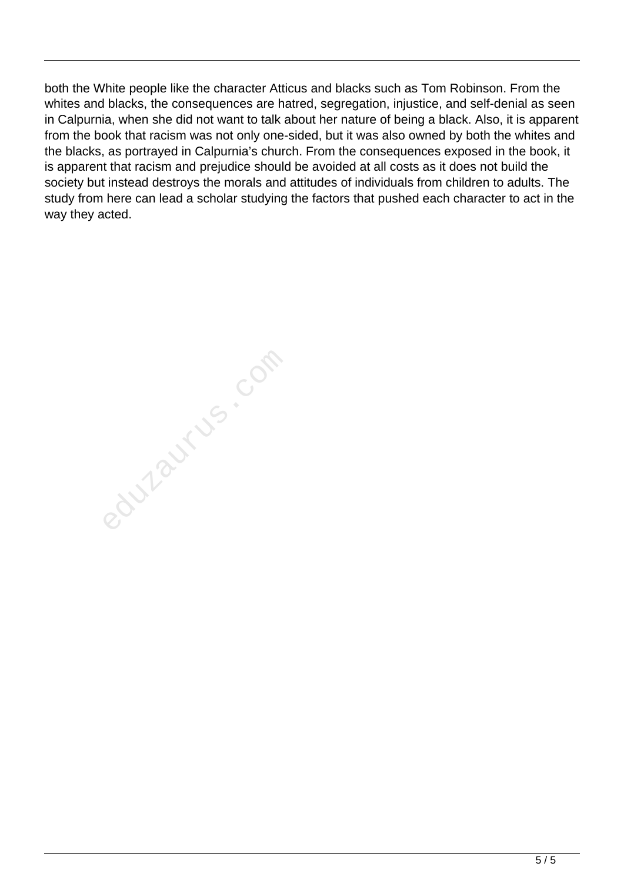both the White people like the character Atticus and blacks such as Tom Robinson. From the whites and blacks, the consequences are hatred, segregation, injustice, and self-denial as seen in Calpurnia, when she did not want to talk about her nature of being a black. Also, it is apparent from the book that racism was not only one-sided, but it was also owned by both the whites and the blacks, as portrayed in Calpurnia's church. From the consequences exposed in the book, it is apparent that racism and prejudice should be avoided at all costs as it does not build the society but instead destroys the morals and attitudes of individuals from children to adults. The study from here can lead a scholar studying the factors that pushed each character to act in the way they acted.